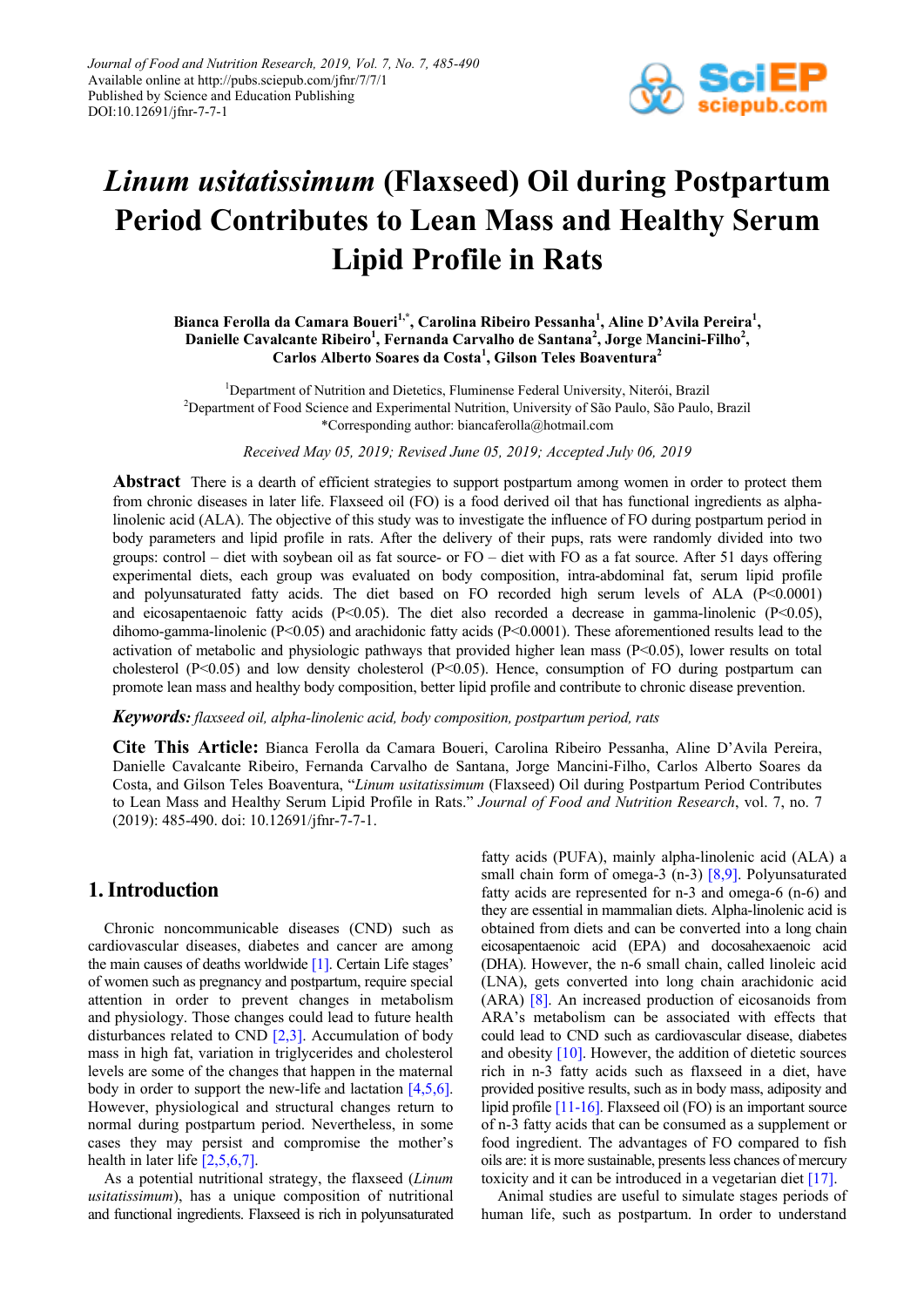# *Linum usitatissimum* (Flaxseed) Oil during Postpartum Period Contributes to Lean Mass and Healthy Serum Lipid Profile in Rats

**Bianca Ferolla da Camara Boueri[1,*], Carolina Ribeiro Pessanha[1], Aline D'Avila Pereira[1], Danielle Cavalcante Ribeiro[1], Fernanda Carvalho de Santana[2], Jorge Mancini-Filho[2], Carlos Alberto Soares da Costa[1], Gilson Teles Boaventura[2]**

[1]Department of Nutrition and Dietetics, Fluminense Federal University, Niterói, Brazil
[2]Department of Food Science and Experimental Nutrition, University of São Paulo, São Paulo, Brazil
*Corresponding author: biancaferolla@hotmail.com

*Received May 05, 2019; Revised June 05, 2019; Accepted July 06, 2019*

**Abstract** There is a dearth of efficient strategies to support postpartum among women in order to protect them from chronic diseases in later life. Flaxseed oil (FO) is a food derived oil that has functional ingredients as alpha-linolenic acid (ALA). The objective of this study was to investigate the influence of FO during postpartum period in body parameters and lipid profile in rats. After the delivery of their pups, rats were randomly divided into two groups: control – diet with soybean oil as fat source- or FO – diet with FO as a fat source. After 51 days offering experimental diets, each group was evaluated on body composition, intra-abdominal fat, serum lipid profile and polyunsaturated fatty acids. The diet based on FO recorded high serum levels of ALA ($P<0.0001$) and eicosapentaenoic fatty acids ($P<0.05$). The diet also recorded a decrease in gamma-linolenic ($P<0.05$), dihomo-gamma-linolenic ($P<0.05$) and arachidonic fatty acids ($P<0.0001$). These aforementioned results lead to the activation of metabolic and physiologic pathways that provided higher lean mass ($P<0.05$), lower results on total cholesterol ($P<0.05$) and low density cholesterol ($P<0.05$). Hence, consumption of FO during postpartum can promote lean mass and healthy body composition, better lipid profile and contribute to chronic disease prevention.

***Keywords:*** *flaxseed oil, alpha-linolenic acid, body composition, postpartum period, rats*

**Cite This Article:** Bianca Ferolla da Camara Boueri, Carolina Ribeiro Pessanha, Aline D'Avila Pereira, Danielle Cavalcante Ribeiro, Fernanda Carvalho de Santana, Jorge Mancini-Filho, Carlos Alberto Soares da Costa, and Gilson Teles Boaventura, "*Linum usitatissimum* (Flaxseed) Oil during Postpartum Period Contributes to Lean Mass and Healthy Serum Lipid Profile in Rats." *Journal of Food and Nutrition Research*, vol. 7, no. 7 (2019): 485-490. doi: 10.12691/jfnr-7-7-1.

## 1. Introduction

Chronic noncommunicable diseases (CND) such as cardiovascular diseases, diabetes and cancer are among the main causes of deaths worldwide [1]. Certain Life stages' of women such as pregnancy and postpartum, require special attention in order to prevent changes in metabolism and physiology. Those changes could lead to future health disturbances related to CND [2,3]. Accumulation of body mass in high fat, variation in triglycerides and cholesterol levels are some of the changes that happen in the maternal body in order to support the new-life and lactation [4,5,6]. However, physiological and structural changes return to normal during postpartum period. Nevertheless, in some cases they may persist and compromise the mother's health in later life [2,5,6,7].

As a potential nutritional strategy, the flaxseed (*Linum usitatissimum*), has a unique composition of nutritional and functional ingredients. Flaxseed is rich in polyunsaturated fatty acids (PUFA), mainly alpha-linolenic acid (ALA) a small chain form of omega-3 (n-3) [8,9]. Polyunsaturated fatty acids are represented for n-3 and omega-6 (n-6) and they are essential in mammalian diets. Alpha-linolenic acid is obtained from diets and can be converted into a long chain eicosapentaenoic acid (EPA) and docosahexaenoic acid (DHA). However, the n-6 small chain, called linoleic acid (LNA), gets converted into long chain arachidonic acid (ARA) [8]. An increased production of eicosanoids from ARA's metabolism can be associated with effects that could lead to CND such as cardiovascular disease, diabetes and obesity [10]. However, the addition of dietetic sources rich in n-3 fatty acids such as flaxseed in a diet, have provided positive results, such as in body mass, adiposity and lipid profile [11-16]. Flaxseed oil (FO) is an important source of n-3 fatty acids that can be consumed as a supplement or food ingredient. The advantages of FO compared to fish oils are: it is more sustainable, presents less chances of mercury toxicity and it can be introduced in a vegetarian diet [17].

Animal studies are useful to simulate stages periods of human life, such as postpartum. In order to understand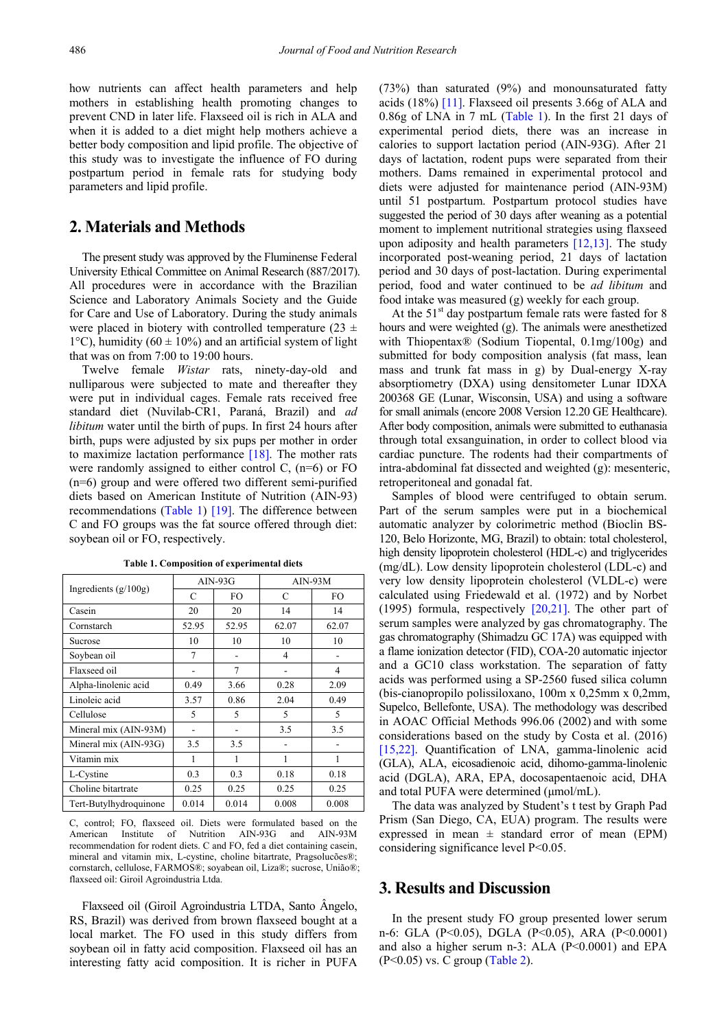how nutrients can affect health parameters and help mothers in establishing health promoting changes to prevent CND in later life. Flaxseed oil is rich in ALA and when it is added to a diet might help mothers achieve a better body composition and lipid profile. The objective of this study was to investigate the influence of FO during postpartum period in female rats for studying body parameters and lipid profile.

## 2. Materials and Methods

The present study was approved by the Fluminense Federal University Ethical Committee on Animal Research (887/2017). All procedures were in accordance with the Brazilian Science and Laboratory Animals Society and the Guide for Care and Use of Laboratory. During the study animals were placed in biotery with controlled temperature (23 ± 1°C), humidity (60 ± 10%) and an artificial system of light that was on from 7:00 to 19:00 hours.

Twelve female *Wistar* rats, ninety-day-old and nulliparous were subjected to mate and thereafter they were put in individual cages. Female rats received free standard diet (Nuvilab-CR1, Paraná, Brazil) and *ad libitum* water until the birth of pups. In first 24 hours after birth, pups were adjusted by six pups per mother in order to maximize lactation performance [18]. The mother rats were randomly assigned to either control C, (n=6) or FO (n=6) group and were offered two different semi-purified diets based on American Institute of Nutrition (AIN-93) recommendations (Table 1) [19]. The difference between C and FO groups was the fat source offered through diet: soybean oil or FO, respectively.

**Table 1. Composition of experimental diets**

| Ingredients (g/100g) | AIN-93G | | AIN-93M | |
|---|---|---|---|---|
| | C | FO | C | FO |
| Casein | 20 | 20 | 14 | 14 |
| Cornstarch | 52.95 | 52.95 | 62.07 | 62.07 |
| Sucrose | 10 | 10 | 10 | 10 |
| Soybean oil | 7 | - | 4 | - |
| Flaxseed oil | - | 7 | - | 4 |
| Alpha-linolenic acid | 0.49 | 3.66 | 0.28 | 2.09 |
| Linoleic acid | 3.57 | 0.86 | 2.04 | 0.49 |
| Cellulose | 5 | 5 | 5 | 5 |
| Mineral mix (AIN-93M) | - | - | 3.5 | 3.5 |
| Mineral mix (AIN-93G) | 3.5 | 3.5 | - | - |
| Vitamin mix | 1 | 1 | 1 | 1 |
| L-Cystine | 0.3 | 0.3 | 0.18 | 0.18 |
| Choline bitartrate | 0.25 | 0.25 | 0.25 | 0.25 |
| Tert-Butylhydroquinone | 0.014 | 0.014 | 0.008 | 0.008 |

C, control; FO, flaxseed oil. Diets were formulated based on the American Institute of Nutrition AIN-93G and AIN-93M recommendation for rodent diets. C and FO, fed a diet containing casein, mineral and vitamin mix, L-cystine, choline bitartrate, Pragsoluções®; cornstarch, cellulose, FARMOS®; soyabean oil, Liza®; sucrose, União®; flaxseed oil: Giroil Agroindustria Ltda.

Flaxseed oil (Giroil Agroindustria LTDA, Santo Ângelo, RS, Brazil) was derived from brown flaxseed bought at a local market. The FO used in this study differs from soybean oil in fatty acid composition. Flaxseed oil has an interesting fatty acid composition. It is richer in PUFA (73%) than saturated (9%) and monounsaturated fatty acids (18%) [11]. Flaxseed oil presents 3.66g of ALA and 0.86g of LNA in 7 mL (Table 1). In the first 21 days of experimental period diets, there was an increase in calories to support lactation period (AIN-93G). After 21 days of lactation, rodent pups were separated from their mothers. Dams remained in experimental protocol and diets were adjusted for maintenance period (AIN-93M) until 51 postpartum. Postpartum protocol studies have suggested the period of 30 days after weaning as a potential moment to implement nutritional strategies using flaxseed upon adiposity and health parameters [12,13]. The study incorporated post-weaning period, 21 days of lactation period and 30 days of post-lactation. During experimental period, food and water continued to be *ad libitum* and food intake was measured (g) weekly for each group.

At the 51[st] day postpartum female rats were fasted for 8 hours and were weighted (g). The animals were anesthetized with Thiopentax® (Sodium Tiopental, 0.1mg/100g) and submitted for body composition analysis (fat mass, lean mass and trunk fat mass in g) by Dual-energy X-ray absorptiometry (DXA) using densitometer Lunar IDXA 200368 GE (Lunar, Wisconsin, USA) and using a software for small animals (encore 2008 Version 12.20 GE Healthcare). After body composition, animals were submitted to euthanasia through total exsanguination, in order to collect blood via cardiac puncture. The rodents had their compartments of intra-abdominal fat dissected and weighted (g): mesenteric, retroperitoneal and gonadal fat.

Samples of blood were centrifuged to obtain serum. Part of the serum samples were put in a biochemical automatic analyzer by colorimetric method (Bioclin BS-120, Belo Horizonte, MG, Brazil) to obtain: total cholesterol, high density lipoprotein cholesterol (HDL-c) and triglycerides (mg/dL). Low density lipoprotein cholesterol (LDL-c) and very low density lipoprotein cholesterol (VLDL-c) were calculated using Friedewald et al. (1972) and by Norbet (1995) formula, respectively [20,21]. The other part of serum samples were analyzed by gas chromatography. The gas chromatography (Shimadzu GC 17A) was equipped with a flame ionization detector (FID), COA-20 automatic injector and a GC10 class workstation. The separation of fatty acids was performed using a SP-2560 fused silica column (bis-cianopropilo polissiloxano, 100m x 0,25mm x 0,2mm, Supelco, Bellefonte, USA). The methodology was described in AOAC Official Methods 996.06 (2002) and with some considerations based on the study by Costa et al. (2016) [15,22]. Quantification of LNA, gamma-linolenic acid (GLA), ALA, eicosadienoic acid, dihomo-gamma-linolenic acid (DGLA), ARA, EPA, docosapentaenoic acid, DHA and total PUFA were determined (µmol/mL).

The data was analyzed by Student's t test by Graph Pad Prism (San Diego, CA, EUA) program. The results were expressed in mean ± standard error of mean (EPM) considering significance level $P<0.05$.

## 3. Results and Discussion

In the present study FO group presented lower serum n-6: GLA ($P<0.05$), DGLA ($P<0.05$), ARA ($P<0.0001$) and also a higher serum n-3: ALA ($P<0.0001$) and EPA ($P<0.05$) vs. C group (Table 2).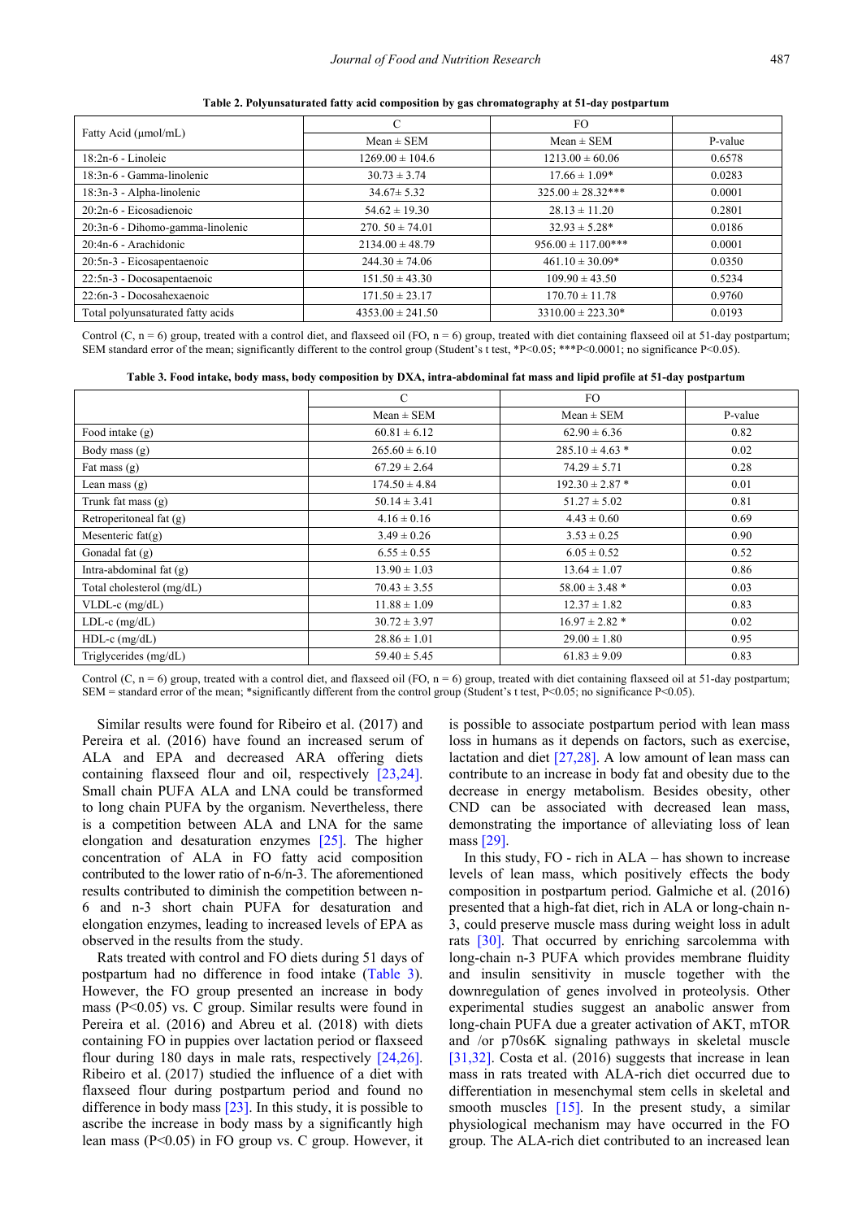**Table 2. Polyunsaturated fatty acid composition by gas chromatography at 51-day postpartum**

| Fatty Acid (μmol/mL) | C | FO | |
|---|---|---|---|
| | Mean ± SEM | Mean ± SEM | P-value |
| 18:2n-6 - Linoleic | 1269.00 ± 104.6 | 1213.00 ± 60.06 | 0.6578 |
| 18:3n-6 - Gamma-linolenic | 30.73 ± 3.74 | 17.66 ± 1.09* | 0.0283 |
| 18:3n-3 - Alpha-linolenic | 34.67± 5.32 | 325.00 ± 28.32*** | 0.0001 |
| 20:2n-6 - Eicosadienoic | 54.62 ± 19.30 | 28.13 ± 11.20 | 0.2801 |
| 20:3n-6 - Dihomo-gamma-linolenic | 270. 50 ± 74.01 | 32.93 ± 5.28* | 0.0186 |
| 20:4n-6 - Arachidonic | 2134.00 ± 48.79 | 956.00 ± 117.00*** | 0.0001 |
| 20:5n-3 - Eicosapentaenoic | 244.30 ± 74.06 | 461.10 ± 30.09* | 0.0350 |
| 22:5n-3 - Docosapentaenoic | 151.50 ± 43.30 | 109.90 ± 43.50 | 0.5234 |
| 22:6n-3 - Docosahexaenoic | 171.50 ± 23.17 | 170.70 ± 11.78 | 0.9760 |
| Total polyunsaturated fatty acids | 4353.00 ± 241.50 | 3310.00 ± 223.30* | 0.0193 |

Control (C, n = 6) group, treated with a control diet, and flaxseed oil (FO, n = 6) group, treated with diet containing flaxseed oil at 51-day postpartum; SEM standard error of the mean; significantly different to the control group (Student's t test, *P<0.05; ***P<0.0001; no significance P<0.05).

**Table 3. Food intake, body mass, body composition by DXA, intra-abdominal fat mass and lipid profile at 51-day postpartum**

| | C | FO | |
|---|---|---|---|
| | Mean ± SEM | Mean ± SEM | P-value |
| Food intake (g) | 60.81 ± 6.12 | 62.90 ± 6.36 | 0.82 |
| Body mass (g) | 265.60 ± 6.10 | 285.10 ± 4.63 * | 0.02 |
| Fat mass (g) | 67.29 ± 2.64 | 74.29 ± 5.71 | 0.28 |
| Lean mass (g) | 174.50 ± 4.84 | 192.30 ± 2.87 * | 0.01 |
| Trunk fat mass (g) | 50.14 ± 3.41 | 51.27 ± 5.02 | 0.81 |
| Retroperitoneal fat (g) | 4.16 ± 0.16 | 4.43 ± 0.60 | 0.69 |
| Mesenteric fat(g) | 3.49 ± 0.26 | 3.53 ± 0.25 | 0.90 |
| Gonadal fat (g) | 6.55 ± 0.55 | 6.05 ± 0.52 | 0.52 |
| Intra-abdominal fat (g) | 13.90 ± 1.03 | 13.64 ± 1.07 | 0.86 |
| Total cholesterol (mg/dL) | 70.43 ± 3.55 | 58.00 ± 3.48 * | 0.03 |
| VLDL-c (mg/dL) | 11.88 ± 1.09 | 12.37 ± 1.82 | 0.83 |
| LDL-c (mg/dL) | 30.72 ± 3.97 | 16.97 ± 2.82 * | 0.02 |
| HDL-c (mg/dL) | 28.86 ± 1.01 | 29.00 ± 1.80 | 0.95 |
| Triglycerides (mg/dL) | 59.40 ± 5.45 | 61.83 ± 9.09 | 0.83 |

Control (C, n = 6) group, treated with a control diet, and flaxseed oil (FO, n = 6) group, treated with diet containing flaxseed oil at 51-day postpartum; SEM = standard error of the mean; *significantly different from the control group (Student's t test, P<0.05; no significance P<0.05).

Similar results were found for Ribeiro et al. (2017) and Pereira et al. (2016) have found an increased serum of ALA and EPA and decreased ARA offering diets containing flaxseed flour and oil, respectively [23,24]. Small chain PUFA ALA and LNA could be transformed to long chain PUFA by the organism. Nevertheless, there is a competition between ALA and LNA for the same elongation and desaturation enzymes [25]. The higher concentration of ALA in FO fatty acid composition contributed to the lower ratio of n-6/n-3. The aforementioned results contributed to diminish the competition between n-6 and n-3 short chain PUFA for desaturation and elongation enzymes, leading to increased levels of EPA as observed in the results from the study.

Rats treated with control and FO diets during 51 days of postpartum had no difference in food intake (Table 3). However, the FO group presented an increase in body mass (P<0.05) vs. C group. Similar results were found in Pereira et al. (2016) and Abreu et al. (2018) with diets containing FO in puppies over lactation period or flaxseed flour during 180 days in male rats, respectively [24,26]. Ribeiro et al. (2017) studied the influence of a diet with flaxseed flour during postpartum period and found no difference in body mass [23]. In this study, it is possible to ascribe the increase in body mass by a significantly high lean mass (P<0.05) in FO group vs. C group. However, it is possible to associate postpartum period with lean mass loss in humans as it depends on factors, such as exercise, lactation and diet [27,28]. A low amount of lean mass can contribute to an increase in body fat and obesity due to the decrease in energy metabolism. Besides obesity, other CND can be associated with decreased lean mass, demonstrating the importance of alleviating loss of lean mass [29].

In this study, FO - rich in ALA – has shown to increase levels of lean mass, which positively effects the body composition in postpartum period. Galmiche et al. (2016) presented that a high-fat diet, rich in ALA or long-chain n-3, could preserve muscle mass during weight loss in adult rats [30]. That occurred by enriching sarcolemma with long-chain n-3 PUFA which provides membrane fluidity and insulin sensitivity in muscle together with the downregulation of genes involved in proteolysis. Other experimental studies suggest an anabolic answer from long-chain PUFA due a greater activation of AKT, mTOR and /or p70s6K signaling pathways in skeletal muscle [31,32]. Costa et al. (2016) suggests that increase in lean mass in rats treated with ALA-rich diet occurred due to differentiation in mesenchymal stem cells in skeletal and smooth muscles [15]. In the present study, a similar physiological mechanism may have occurred in the FO group. The ALA-rich diet contributed to an increased lean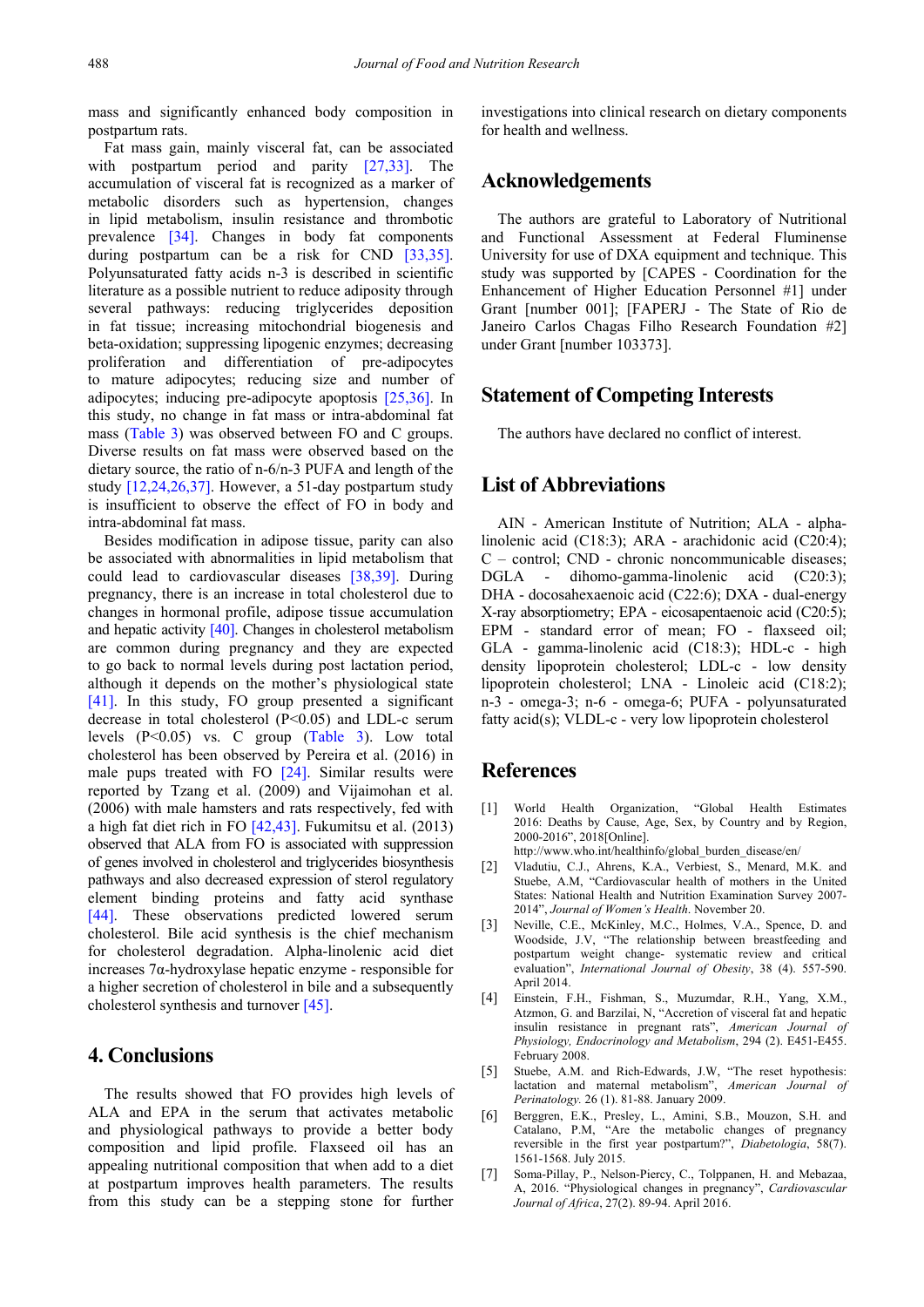mass and significantly enhanced body composition in postpartum rats.

Fat mass gain, mainly visceral fat, can be associated with postpartum period and parity [27,33]. The accumulation of visceral fat is recognized as a marker of metabolic disorders such as hypertension, changes in lipid metabolism, insulin resistance and thrombotic prevalence [34]. Changes in body fat components during postpartum can be a risk for CND [33,35]. Polyunsaturated fatty acids n-3 is described in scientific literature as a possible nutrient to reduce adiposity through several pathways: reducing triglycerides deposition in fat tissue; increasing mitochondrial biogenesis and beta-oxidation; suppressing lipogenic enzymes; decreasing proliferation and differentiation of pre-adipocytes to mature adipocytes; reducing size and number of adipocytes; inducing pre-adipocyte apoptosis [25,36]. In this study, no change in fat mass or intra-abdominal fat mass (Table 3) was observed between FO and C groups. Diverse results on fat mass were observed based on the dietary source, the ratio of n-6/n-3 PUFA and length of the study [12,24,26,37]. However, a 51-day postpartum study is insufficient to observe the effect of FO in body and intra-abdominal fat mass.

Besides modification in adipose tissue, parity can also be associated with abnormalities in lipid metabolism that could lead to cardiovascular diseases [38,39]. During pregnancy, there is an increase in total cholesterol due to changes in hormonal profile, adipose tissue accumulation and hepatic activity [40]. Changes in cholesterol metabolism are common during pregnancy and they are expected to go back to normal levels during post lactation period, although it depends on the mother's physiological state [41]. In this study, FO group presented a significant decrease in total cholesterol ($P<0.05$) and LDL-c serum levels ($P<0.05$) vs. C group (Table 3). Low total cholesterol has been observed by Pereira et al. (2016) in male pups treated with FO [24]. Similar results were reported by Tzang et al. (2009) and Vijaimohan et al. (2006) with male hamsters and rats respectively, fed with a high fat diet rich in FO [42,43]. Fukumitsu et al. (2013) observed that ALA from FO is associated with suppression of genes involved in cholesterol and triglycerides biosynthesis pathways and also decreased expression of sterol regulatory element binding proteins and fatty acid synthase [44]. These observations predicted lowered serum cholesterol. Bile acid synthesis is the chief mechanism for cholesterol degradation. Alpha-linolenic acid diet increases 7α-hydroxylase hepatic enzyme - responsible for a higher secretion of cholesterol in bile and a subsequently cholesterol synthesis and turnover [45].

## 4. Conclusions

The results showed that FO provides high levels of ALA and EPA in the serum that activates metabolic and physiological pathways to provide a better body composition and lipid profile. Flaxseed oil has an appealing nutritional composition that when add to a diet at postpartum improves health parameters. The results from this study can be a stepping stone for further investigations into clinical research on dietary components for health and wellness.

## Acknowledgements

The authors are grateful to Laboratory of Nutritional and Functional Assessment at Federal Fluminense University for use of DXA equipment and technique. This study was supported by [CAPES - Coordination for the Enhancement of Higher Education Personnel #1] under Grant [number 001]; [FAPERJ - The State of Rio de Janeiro Carlos Chagas Filho Research Foundation #2] under Grant [number 103373].

## Statement of Competing Interests

The authors have declared no conflict of interest.

## List of Abbreviations

AIN - American Institute of Nutrition; ALA - alpha-linolenic acid (C18:3); ARA - arachidonic acid (C20:4); C – control; CND - chronic noncommunicable diseases; DGLA - dihomo-gamma-linolenic acid (C20:3); DHA - docosahexaenoic acid (C22:6); DXA - dual-energy X-ray absorptiometry; EPA - eicosapentaenoic acid (C20:5); EPM - standard error of mean; FO - flaxseed oil; GLA - gamma-linolenic acid (C18:3); HDL-c - high density lipoprotein cholesterol; LDL-c - low density lipoprotein cholesterol; LNA - Linoleic acid (C18:2); n-3 - omega-3; n-6 - omega-6; PUFA - polyunsaturated fatty acid(s); VLDL-c - very low lipoprotein cholesterol

## References

[1] World Health Organization, "Global Health Estimates 2016: Deaths by Cause, Age, Sex, by Country and by Region, 2000-2016", 2018[Online]. http://www.who.int/healthinfo/global_burden_disease/en/

[2] Vladutiu, C.J., Ahrens, K.A., Verbiest, S., Menard, M.K. and Stuebe, A.M, "Cardiovascular health of mothers in the United States: National Health and Nutrition Examination Survey 2007-2014", *Journal of Women's Health*. November 20.

[3] Neville, C.E., McKinley, M.C., Holmes, V.A., Spence, D. and Woodside, J.V, "The relationship between breastfeeding and postpartum weight change- systematic review and critical evaluation", *International Journal of Obesity*, 38 (4). 557-590. April 2014.

[4] Einstein, F.H., Fishman, S., Muzumdar, R.H., Yang, X.M., Atzmon, G. and Barzilai, N, "Accretion of visceral fat and hepatic insulin resistance in pregnant rats", *American Journal of Physiology, Endocrinology and Metabolism*, 294 (2). E451-E455. February 2008.

[5] Stuebe, A.M. and Rich-Edwards, J.W, "The reset hypothesis: lactation and maternal metabolism", *American Journal of Perinatology*. 26 (1). 81-88. January 2009.

[6] Berggren, E.K., Presley, L., Amini, S.B., Mouzon, S.H. and Catalano, P.M, "Are the metabolic changes of pregnancy reversible in the first year postpartum?", *Diabetologia*, 58(7). 1561-1568. July 2015.

[7] Soma-Pillay, P., Nelson-Piercy, C., Tolppanen, H. and Mebazaa, A, 2016. "Physiological changes in pregnancy", *Cardiovascular Journal of Africa*, 27(2). 89-94. April 2016.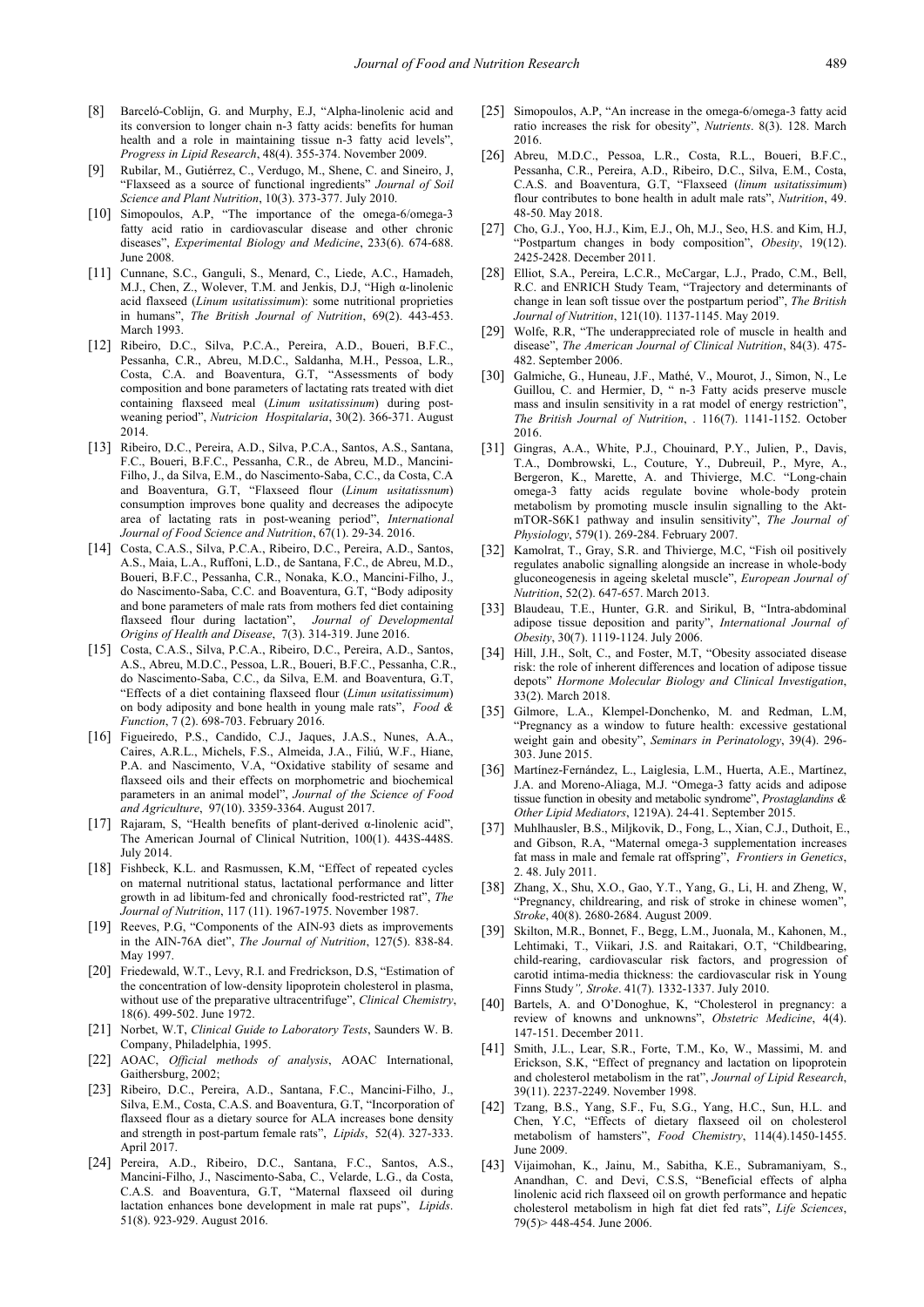[8] Barceló-Coblijn, G. and Murphy, E.J, "Alpha-linolenic acid and its conversion to longer chain n-3 fatty acids: benefits for human health and a role in maintaining tissue n-3 fatty acid levels", *Progress in Lipid Research*, 48(4). 355-374. November 2009.

[9] Rubilar, M., Gutiérrez, C., Verdugo, M., Shene, C. and Sineiro, J, "Flaxseed as a source of functional ingredients" *Journal of Soil Science and Plant Nutrition*, 10(3). 373-377. July 2010.

[10] Simopoulos, A.P, "The importance of the omega-6/omega-3 fatty acid ratio in cardiovascular disease and other chronic diseases", *Experimental Biology and Medicine*, 233(6). 674-688. June 2008.

[11] Cunnane, S.C., Ganguli, S., Menard, C., Liede, A.C., Hamadeh, M.J., Chen, Z., Wolever, T.M. and Jenkis, D.J, "High α-linolenic acid flaxseed (*Linum usitatissimum*): some nutritional proprieties in humans", *The British Journal of Nutrition*, 69(2). 443-453. March 1993.

[12] Ribeiro, D.C., Silva, P.C.A., Pereira, A.D., Boueri, B.F.C., Pessanha, C.R., Abreu, M.D.C., Saldanha, M.H., Pessoa, L.R., Costa, C.A. and Boaventura, G.T, "Assessments of body composition and bone parameters of lactating rats treated with diet containing flaxseed meal (*Linum usitatissinum*) during post-weaning period", *Nutricion Hospitalaria*, 30(2). 366-371. August 2014.

[13] Ribeiro, D.C., Pereira, A.D., Silva, P.C.A., Santos, A.S., Santana, F.C., Boueri, B.F.C., Pessanha, C.R., de Abreu, M.D., Mancini-Filho, J., da Silva, E.M., do Nascimento-Saba, C.C., da Costa, C.A and Boaventura, G.T, "Flaxseed flour (*Linum usitatissnum*) consumption improves bone quality and decreases the adipocyte area of lactating rats in post-weaning period", *International Journal of Food Science and Nutrition*, 67(1). 29-34. 2016.

[14] Costa, C.A.S., Silva, P.C.A., Ribeiro, D.C., Pereira, A.D., Santos, A.S., Maia, L.A., Ruffoni, L.D., de Santana, F.C., de Abreu, M.D., Boueri, B.F.C., Pessanha, C.R., Nonaka, K.O., Mancini-Filho, J., do Nascimento-Saba, C.C. and Boaventura, G.T, "Body adiposity and bone parameters of male rats from mothers fed diet containing flaxseed flour during lactation", *Journal of Developmental Origins of Health and Disease*, 7(3). 314-319. June 2016.

[15] Costa, C.A.S., Silva, P.C.A., Ribeiro, D.C., Pereira, A.D., Santos, A.S., Abreu, M.D.C., Pessoa, L.R., Boueri, B.F.C., Pessanha, C.R., do Nascimento-Saba, C.C., da Silva, E.M. and Boaventura, G.T, "Effects of a diet containing flaxseed flour (*Linun usitatissimum*) on body adiposity and bone health in young male rats", *Food & Function*, 7 (2). 698-703. February 2016.

[16] Figueiredo, P.S., Candido, C.J., Jaques, J.A.S., Nunes, A.A., Caires, A.R.L., Michels, F.S., Almeida, J.A., Filiú, W.F., Hiane, P.A. and Nascimento, V.A, "Oxidative stability of sesame and flaxseed oils and their effects on morphometric and biochemical parameters in an animal model", *Journal of the Science of Food and Agriculture*, 97(10). 3359-3364. August 2017.

[17] Rajaram, S, "Health benefits of plant-derived α-linolenic acid", The American Journal of Clinical Nutrition, 100(1). 443S-448S. July 2014.

[18] Fishbeck, K.L. and Rasmussen, K.M, "Effect of repeated cycles on maternal nutritional status, lactational performance and litter growth in ad libitum-fed and chronically food-restricted rat", *The Journal of Nutrition*, 117 (11). 1967-1975. November 1987.

[19] Reeves, P.G, "Components of the AIN-93 diets as improvements in the AIN-76A diet", *The Journal of Nutrition*, 127(5). 838-84. May 1997.

[20] Friedewald, W.T., Levy, R.I. and Fredrickson, D.S, "Estimation of the concentration of low-density lipoprotein cholesterol in plasma, without use of the preparative ultracentrifuge", *Clinical Chemistry*, 18(6). 499-502. June 1972.

[21] Norbet, W.T, *Clinical Guide to Laboratory Tests*, Saunders W. B. Company, Philadelphia, 1995.

[22] AOAC, *Official methods of analysis*, AOAC International, Gaithersburg, 2002;

[23] Ribeiro, D.C., Pereira, A.D., Santana, F.C., Mancini-Filho, J., Silva, E.M., Costa, C.A.S. and Boaventura, G.T, "Incorporation of flaxseed flour as a dietary source for ALA increases bone density and strength in post-partum female rats", *Lipids*, 52(4). 327-333. April 2017.

[24] Pereira, A.D., Ribeiro, D.C., Santana, F.C., Santos, A.S., Mancini-Filho, J., Nascimento-Saba, C., Velarde, L.G., da Costa, C.A.S. and Boaventura, G.T, "Maternal flaxseed oil during lactation enhances bone development in male rat pups", *Lipids*. 51(8). 923-929. August 2016.

[25] Simopoulos, A.P, "An increase in the omega-6/omega-3 fatty acid ratio increases the risk for obesity", *Nutrients*. 8(3). 128. March 2016.

[26] Abreu, M.D.C., Pessoa, L.R., Costa, R.L., Boueri, B.F.C., Pessanha, C.R., Pereira, A.D., Ribeiro, D.C., Silva, E.M., Costa, C.A.S. and Boaventura, G.T, "Flaxseed (*linum usitatissimum*) flour contributes to bone health in adult male rats", *Nutrition*, 49. 48-50. May 2018.

[27] Cho, G.J., Yoo, H.J., Kim, E.J., Oh, M.J., Seo, H.S. and Kim, H.J, "Postpartum changes in body composition", *Obesity*, 19(12). 2425-2428. December 2011.

[28] Elliot, S.A., Pereira, L.C.R., McCargar, L.J., Prado, C.M., Bell, R.C. and ENRICH Study Team, "Trajectory and determinants of change in lean soft tissue over the postpartum period", *The British Journal of Nutrition*, 121(10). 1137-1145. May 2019.

[29] Wolfe, R.R, "The underappreciated role of muscle in health and disease", *The American Journal of Clinical Nutrition*, 84(3). 475-482. September 2006.

[30] Galmiche, G., Huneau, J.F., Mathé, V., Mourot, J., Simon, N., Le Guillou, C. and Hermier, D, " n-3 Fatty acids preserve muscle mass and insulin sensitivity in a rat model of energy restriction", *The British Journal of Nutrition*, . 116(7). 1141-1152. October 2016.

[31] Gingras, A.A., White, P.J., Chouinard, P.Y., Julien, P., Davis, T.A., Dombrowski, L., Couture, Y., Dubreuil, P., Myre, A., Bergeron, K., Marette, A. and Thivierge, M.C. "Long-chain omega-3 fatty acids regulate bovine whole-body protein metabolism by promoting muscle insulin signalling to the Akt-mTOR-S6K1 pathway and insulin sensitivity", *The Journal of Physiology*, 579(1). 269-284. February 2007.

[32] Kamolrat, T., Gray, S.R. and Thivierge, M.C, "Fish oil positively regulates anabolic signalling alongside an increase in whole-body gluconeogenesis in ageing skeletal muscle", *European Journal of Nutrition*, 52(2). 647-657. March 2013.

[33] Blaudeau, T.E., Hunter, G.R. and Sirikul, B, "Intra-abdominal adipose tissue deposition and parity", *International Journal of Obesity*, 30(7). 1119-1124. July 2006.

[34] Hill, J.H., Solt, C., and Foster, M.T, "Obesity associated disease risk: the role of inherent differences and location of adipose tissue depots" *Hormone Molecular Biology and Clinical Investigation*, 33(2). March 2018.

[35] Gilmore, L.A., Klempel-Donchenko, M. and Redman, L.M, "Pregnancy as a window to future health: excessive gestational weight gain and obesity", *Seminars in Perinatology*, 39(4). 296-303. June 2015.

[36] Martínez-Fernández, L., Laiglesia, L.M., Huerta, A.E., Martínez, J.A. and Moreno-Aliaga, M.J. "Omega-3 fatty acids and adipose tissue function in obesity and metabolic syndrome", *Prostaglandins & Other Lipid Mediators*, 1219A). 24-41. September 2015.

[37] Muhlhausler, B.S., Miljkovik, D., Fong, L., Xian, C.J., Duthoit, E., and Gibson, R.A, "Maternal omega-3 supplementation increases fat mass in male and female rat offspring", *Frontiers in Genetics*, 2. 48. July 2011.

[38] Zhang, X., Shu, X.O., Gao, Y.T., Yang, G., Li, H. and Zheng, W, "Pregnancy, childrearing, and risk of stroke in chinese women", *Stroke*, 40(8). 2680-2684. August 2009.

[39] Skilton, M.R., Bonnet, F., Begg, L.M., Juonala, M., Kahonen, M., Lehtimaki, T., Viikari, J.S. and Raitakari, O.T, "Childbearing, child-rearing, cardiovascular risk factors, and progression of carotid intima-media thickness: the cardiovascular risk in Young Finns Study*", Stroke*. 41(7). 1332-1337. July 2010.

[40] Bartels, A. and O'Donoghue, K, "Cholesterol in pregnancy: a review of knowns and unknowns", *Obstetric Medicine*, 4(4). 147-151. December 2011.

[41] Smith, J.L., Lear, S.R., Forte, T.M., Ko, W., Massimi, M. and Erickson, S.K, "Effect of pregnancy and lactation on lipoprotein and cholesterol metabolism in the rat", *Journal of Lipid Research*, 39(11). 2237-2249. November 1998.

[42] Tzang, B.S., Yang, S.F., Fu, S.G., Yang, H.C., Sun, H.L. and Chen, Y.C, "Effects of dietary flaxseed oil on cholesterol metabolism of hamsters", *Food Chemistry*, 114(4).1450-1455. June 2009.

[43] Vijaimohan, K., Jainu, M., Sabitha, K.E., Subramaniyam, S., Anandhan, C. and Devi, C.S.S, "Beneficial effects of alpha linolenic acid rich flaxseed oil on growth performance and hepatic cholesterol metabolism in high fat diet fed rats", *Life Sciences*, 79(5)> 448-454. June 2006.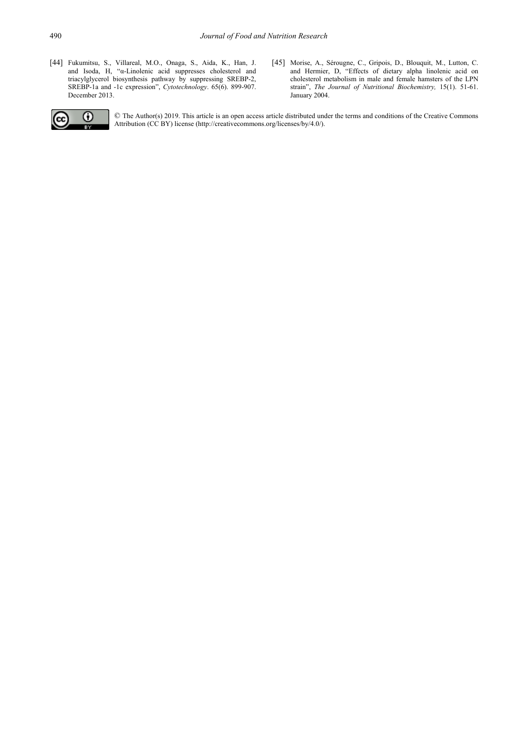[44] Fukumitsu, S., Villareal, M.O., Onaga, S., Aida, K., Han, J. and Isoda, H, "α-Linolenic acid suppresses cholesterol and triacylglycerol biosynthesis pathway by suppressing SREBP-2, SREBP-1a and -1c expression", *Cytotechnology*. 65(6). 899-907. December 2013.

[45] Morise, A., Sérougne, C., Gripois, D., Blouquit, M., Lutton, C. and Hermier, D, "Effects of dietary alpha linolenic acid on cholesterol metabolism in male and female hamsters of the LPN strain", *The Journal of Nutritional Biochemistry,* 15(1). 51-61. January 2004.

© The Author(s) 2019. This article is an open access article distributed under the terms and conditions of the Creative Commons Attribution (CC BY) license (http://creativecommons.org/licenses/by/4.0/).